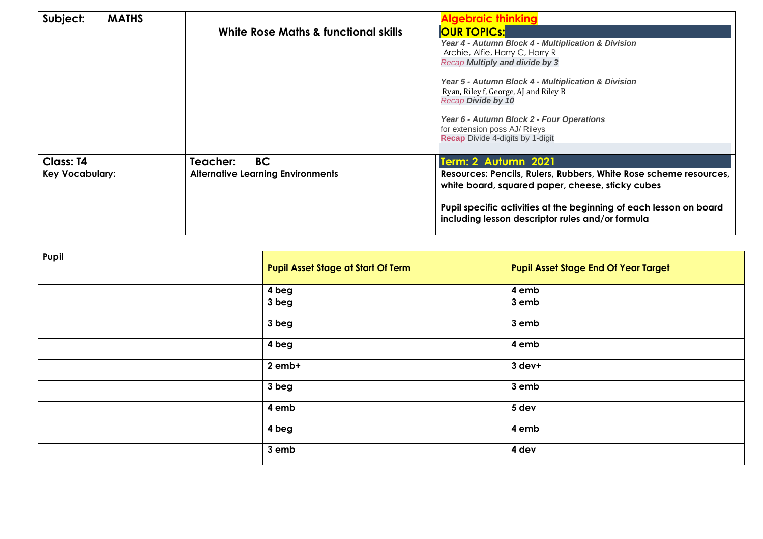| **Subject: MATHS** | **White Rose Maths & functional skills** | **Algebraic thinking**<br>**OUR TOPICs:**<br>***Year 4 - Autumn Block 4 - Multiplication & Division***<br>Archie, Alfie, Harry C, Harry R<br>*Recap* ***Multiply and divide by 3***<br><br>***Year 5 - Autumn Block 4 - Multiplication & Division***<br>Ryan, Riley f, George, AJ and Riley B<br>*Recap* ***Divide by 10***<br><br>***Year 6 - Autumn Block 2 - Four Operations***<br>for extension poss AJ/ Rileys<br>**Recap** Divide 4-digits by 1-digit |
|---|---|---|
| **Class: T4** | **Teacher: BC** | **Term: 2 Autumn 2021** |
| **Key Vocabulary:** | **Alternative Learning Environments** | **Resources: Pencils, Rulers, Rubbers, White Rose scheme resources, white board, squared paper, cheese, sticky cubes**<br><br>**Pupil specific activities at the beginning of each lesson on board including lesson descriptor rules and/or formula** |

| **Pupil** | **Pupil Asset Stage at Start Of Term** | **Pupil Asset Stage End Of Year Target** |
|---|---|---|
| | **4 beg** | **4 emb** |
| | **3 beg** | **3 emb** |
| | **3 beg** | **3 emb** |
| | **4 beg** | **4 emb** |
| | **2 emb+** | **3 dev+** |
| | **3 beg** | **3 emb** |
| | **4 emb** | **5 dev** |
| | **4 beg** | **4 emb** |
| | **3 emb** | **4 dev** |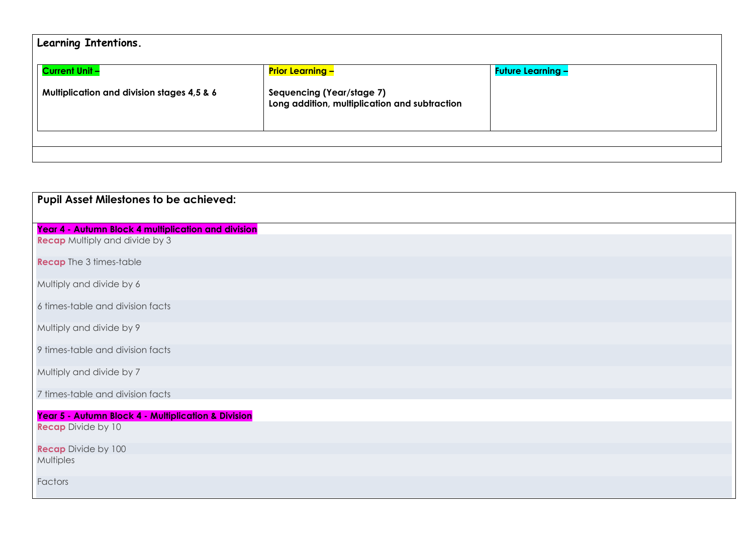## Learning Intentions.

| **Current Unit –** | **Prior Learning –** | **Future Learning –** |
| --- | --- | --- |
| **Multiplication and division stages 4,5 & 6** | **Sequencing (Year/stage 7)**<br>**Long addition, multiplication and subtraction** | |

## Pupil Asset Milestones to be achieved:

**Year 4 - Autumn Block 4 multiplication and division**

**Recap** Multiply and divide by 3

**Recap** The 3 times-table

Multiply and divide by 6

6 times-table and division facts

Multiply and divide by 9

9 times-table and division facts

Multiply and divide by 7

7 times-table and division facts

**Year 5 - Autumn Block 4 - Multiplication & Division**

**Recap** Divide by 10

**Recap** Divide by 100

Multiples

Factors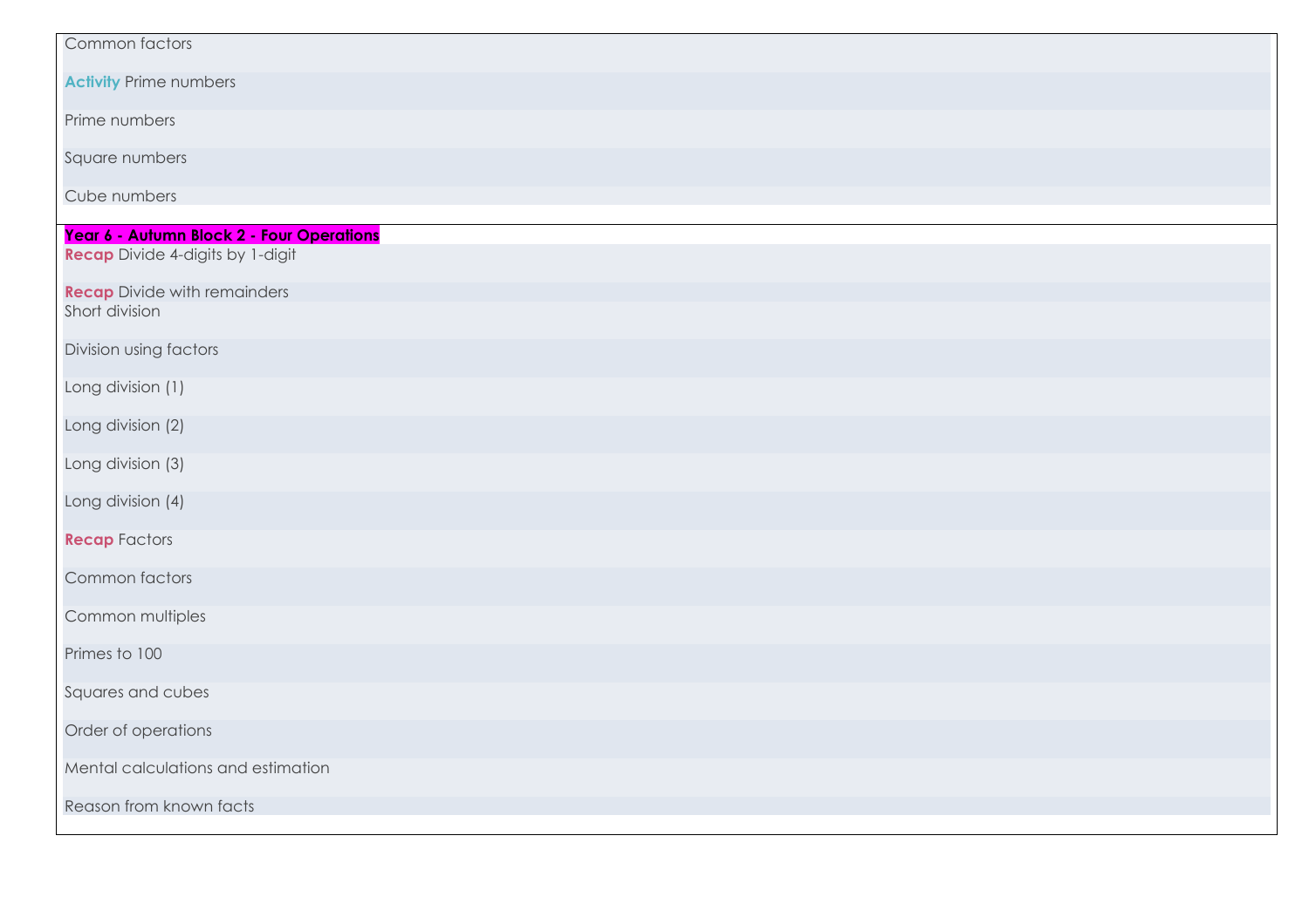Common factors

**Activity** Prime numbers

Prime numbers

Square numbers

Cube numbers

**Year 6 - Autumn Block 2 - Four Operations**

**Recap** Divide 4-digits by 1-digit

**Recap** Divide with remainders

Short division

Division using factors

Long division (1)

Long division (2)

Long division (3)

Long division (4)

**Recap** Factors

Common factors

Common multiples

Primes to 100

Squares and cubes

Order of operations

Mental calculations and estimation

Reason from known facts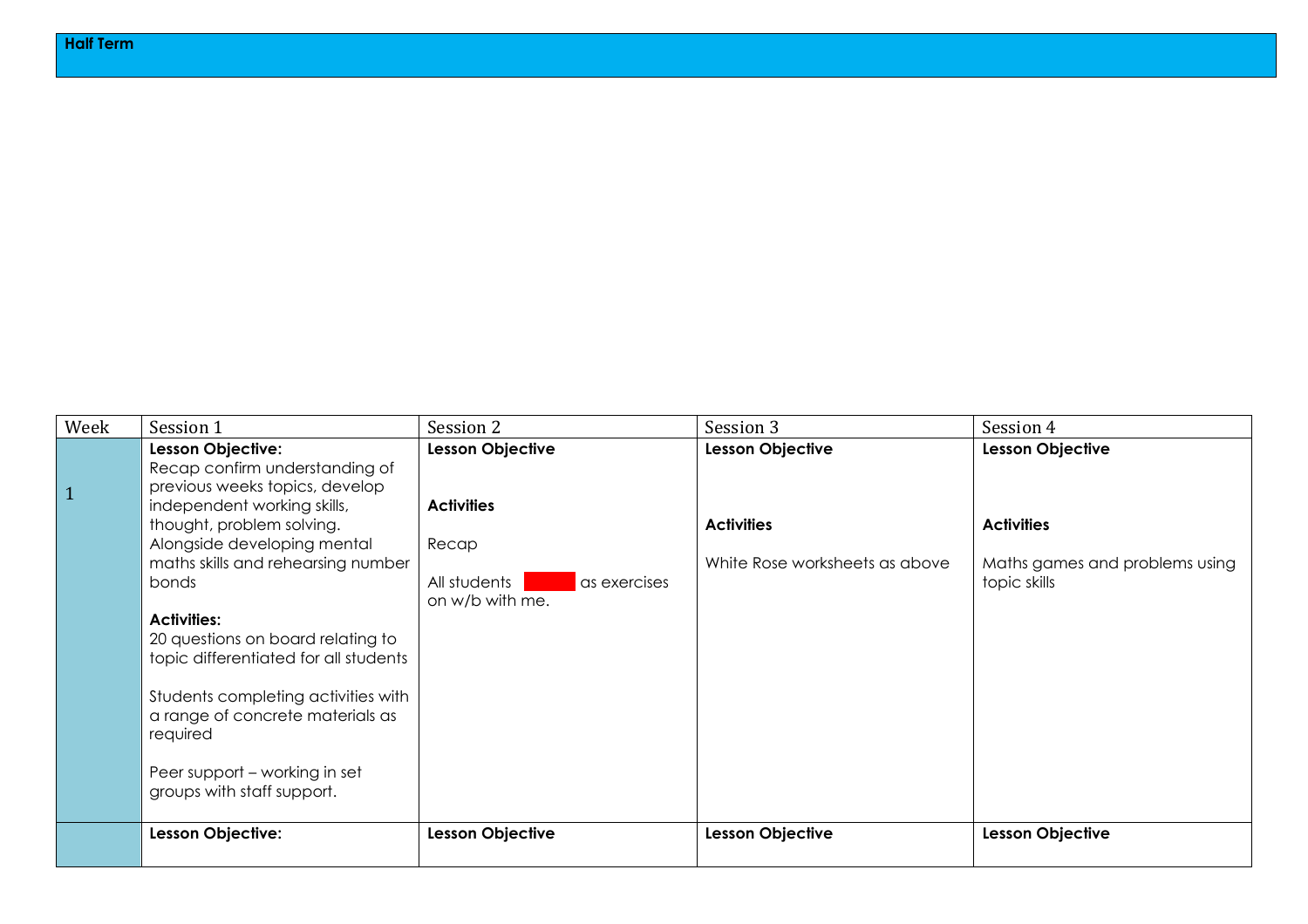**Half Term**

| Week | Session 1 | Session 2 | Session 3 | Session 4 |
|---|---|---|---|---|
| 1 | **Lesson Objective:**<br>Recap confirm understanding of previous weeks topics, develop independent working skills, thought, problem solving. Alongside developing mental maths skills and rehearsing number bonds<br><br>**Activities:**<br>20 questions on board relating to topic differentiated for all students<br><br>Students completing activities with a range of concrete materials as required<br><br>Peer support – working in set groups with staff support. | **Lesson Objective**<br><br>**Activities**<br><br>Recap<br><br>All students as exercises on w/b with me. | **Lesson Objective**<br><br>**Activities**<br><br>White Rose worksheets as above | **Lesson Objective**<br><br>**Activities**<br><br>Maths games and problems using topic skills |
| | **Lesson Objective:** | **Lesson Objective** | **Lesson Objective** | **Lesson Objective** |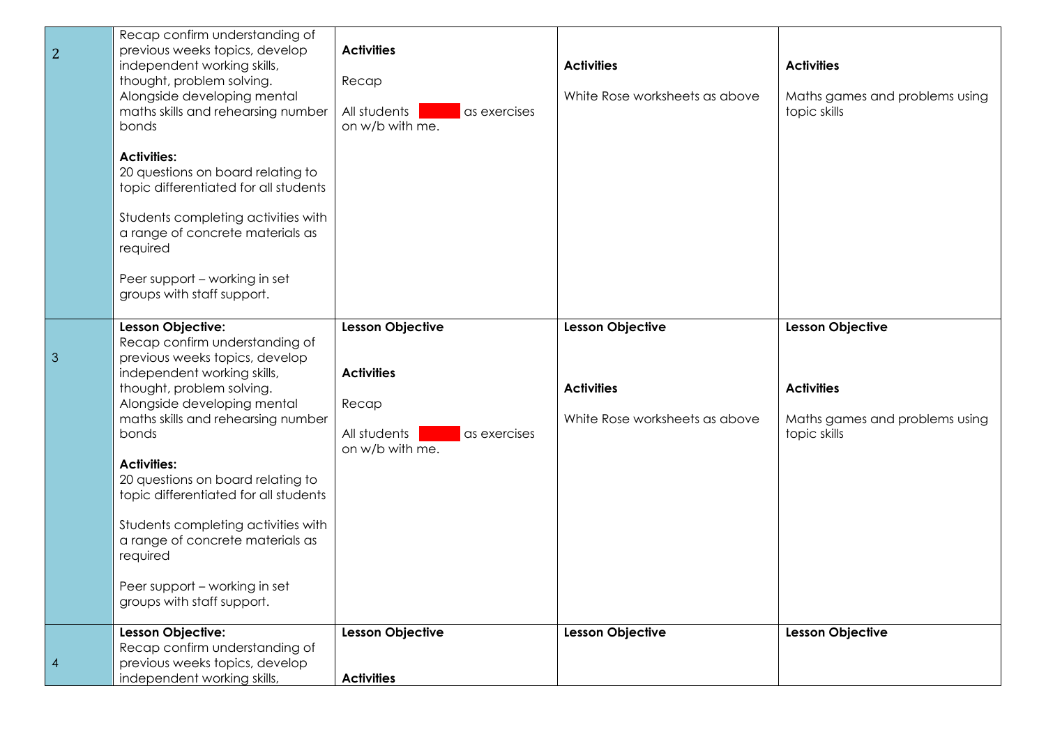| | | | | |
|---|---|---|---|---|
| 2 | Recap confirm understanding of previous weeks topics, develop independent working skills, thought, problem solving. Alongside developing mental maths skills and rehearsing number bonds<br><br>**Activities:**<br>20 questions on board relating to topic differentiated for all students<br><br>Students completing activities with a range of concrete materials as required<br><br>Peer support – working in set groups with staff support. | **Activities**<br><br>Recap<br><br>All students as exercises on w/b with me. | **Activities**<br><br>White Rose worksheets as above | **Activities**<br><br>Maths games and problems using topic skills |
| 3 | **Lesson Objective:**<br>Recap confirm understanding of previous weeks topics, develop independent working skills, thought, problem solving. Alongside developing mental maths skills and rehearsing number bonds<br><br>**Activities:**<br>20 questions on board relating to topic differentiated for all students<br><br>Students completing activities with a range of concrete materials as required<br><br>Peer support – working in set groups with staff support. | **Lesson Objective**<br><br>**Activities**<br><br>Recap<br><br>All students as exercises on w/b with me. | **Lesson Objective**<br><br>**Activities**<br><br>White Rose worksheets as above | **Lesson Objective**<br><br>**Activities**<br><br>Maths games and problems using topic skills |
| 4 | **Lesson Objective:**<br>Recap confirm understanding of previous weeks topics, develop independent working skills, | **Lesson Objective**<br><br>**Activities** | **Lesson Objective** | **Lesson Objective** |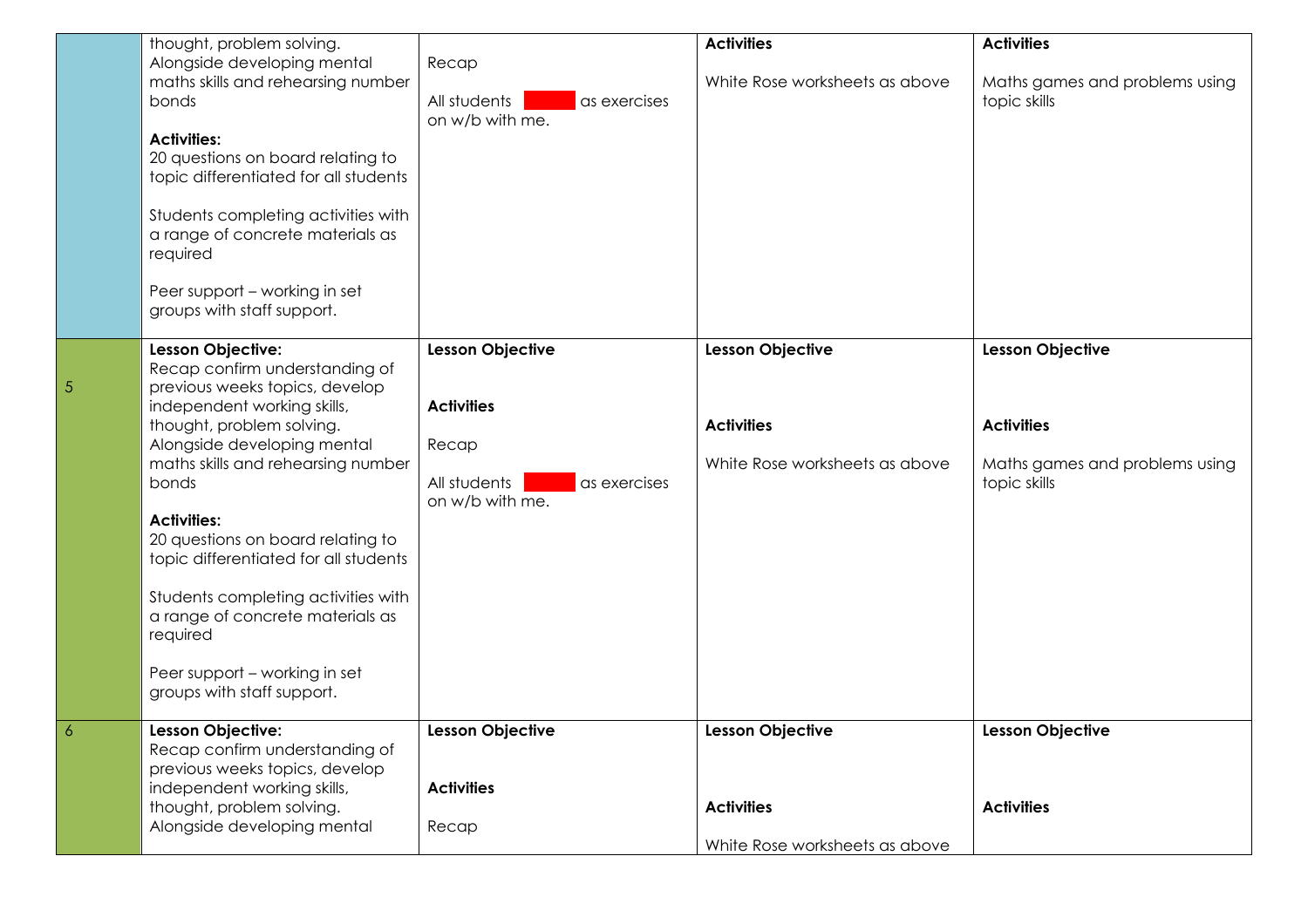| | | | | |
|---|---|---|---|---|
| | thought, problem solving.<br>Alongside developing mental maths skills and rehearsing number bonds<br><br>**Activities:**<br>20 questions on board relating to topic differentiated for all students<br><br>Students completing activities with a range of concrete materials as required<br><br>Peer support – working in set groups with staff support. | Recap<br><br>All students as exercises on w/b with me. | **Activities**<br><br>White Rose worksheets as above | **Activities**<br><br>Maths games and problems using topic skills |
| 5 | **Lesson Objective:**<br>Recap confirm understanding of previous weeks topics, develop independent working skills, thought, problem solving.<br>Alongside developing mental maths skills and rehearsing number bonds<br><br>**Activities:**<br>20 questions on board relating to topic differentiated for all students<br><br>Students completing activities with a range of concrete materials as required<br><br>Peer support – working in set groups with staff support. | **Lesson Objective**<br><br>**Activities**<br><br>Recap<br><br>All students as exercises on w/b with me. | **Lesson Objective**<br><br>**Activities**<br><br>White Rose worksheets as above | **Lesson Objective**<br><br>**Activities**<br><br>Maths games and problems using topic skills |
| 6 | **Lesson Objective:**<br>Recap confirm understanding of previous weeks topics, develop independent working skills, thought, problem solving.<br>Alongside developing mental | **Lesson Objective**<br><br>**Activities**<br><br>Recap | **Lesson Objective**<br><br>**Activities**<br><br>White Rose worksheets as above | **Lesson Objective**<br><br>**Activities** |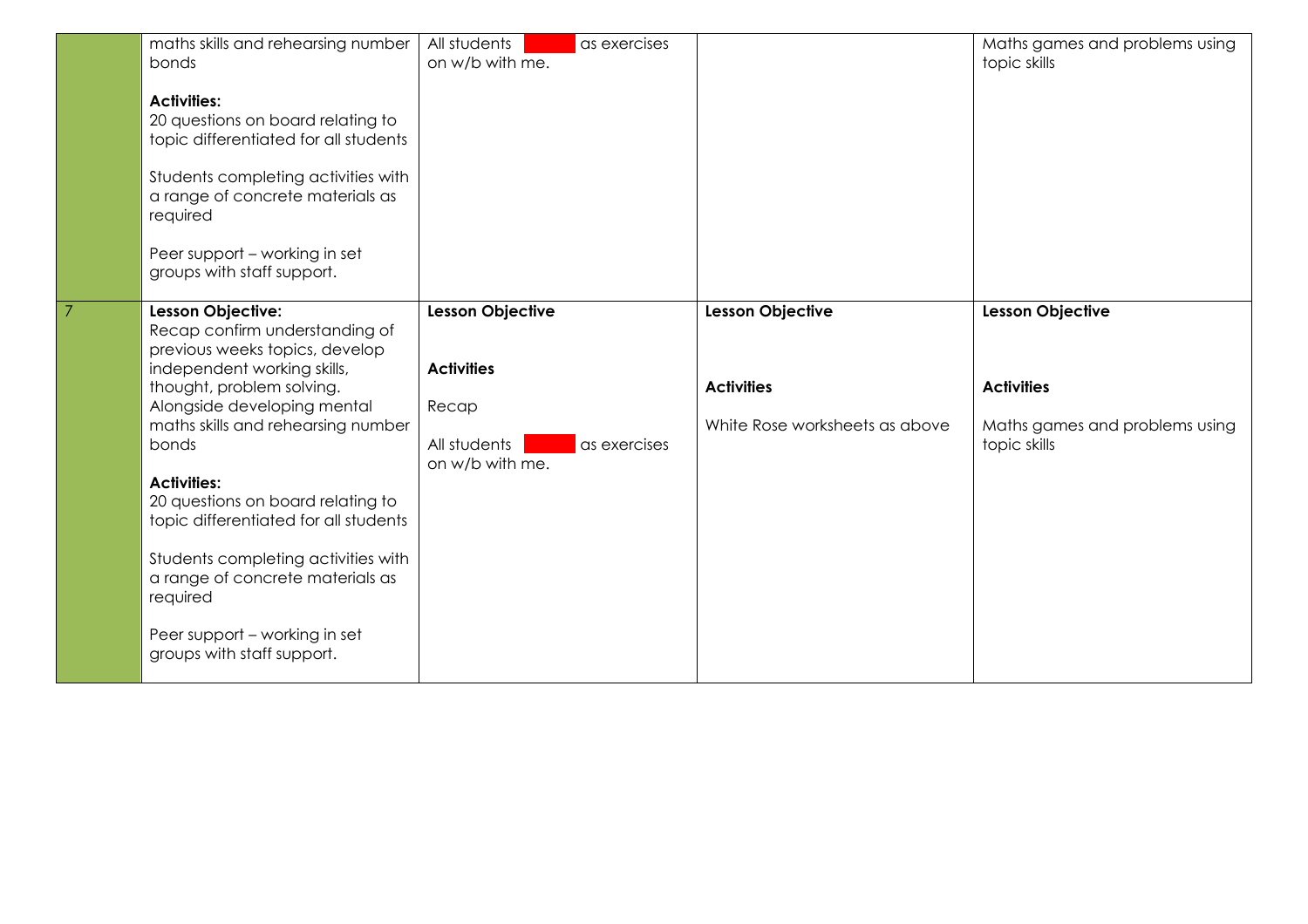| | | | | |
|---|---|---|---|---|
| | maths skills and rehearsing number bonds<br><br>**Activities:**<br>20 questions on board relating to topic differentiated for all students<br><br>Students completing activities with a range of concrete materials as required<br><br>Peer support – working in set groups with staff support. | All students as exercises on w/b with me. | | Maths games and problems using topic skills |
| 7 | **Lesson Objective:**<br>Recap confirm understanding of previous weeks topics, develop independent working skills, thought, problem solving. Alongside developing mental maths skills and rehearsing number bonds<br><br>**Activities:**<br>20 questions on board relating to topic differentiated for all students<br><br>Students completing activities with a range of concrete materials as required<br><br>Peer support – working in set groups with staff support. | **Lesson Objective**<br><br>**Activities**<br><br>Recap<br><br>All students as exercises on w/b with me. | **Lesson Objective**<br><br>**Activities**<br><br>White Rose worksheets as above | **Lesson Objective**<br><br>**Activities**<br><br>Maths games and problems using topic skills |